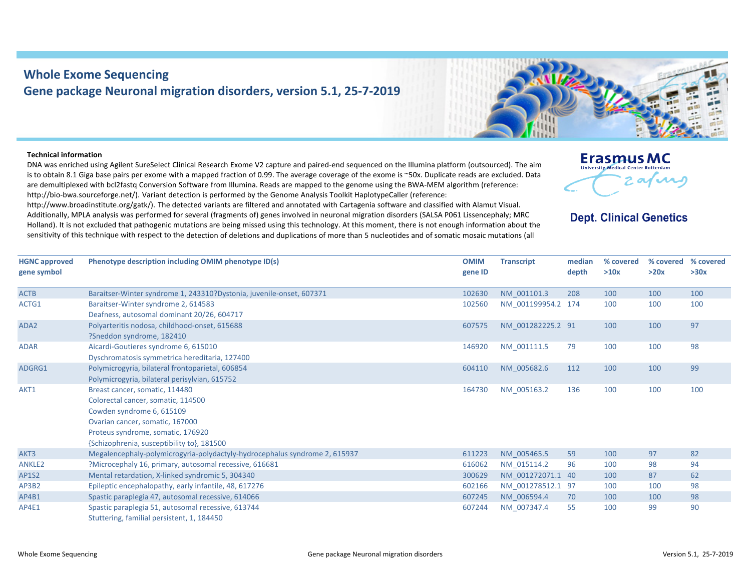# Whole Exome Sequencing

## Gene package Neuronal migration disorders, version 5.1, 25-7-2019

Erasmus MC
University Medical Center Rotterdam

**Dept. Clinical Genetics**

**Technical information**

DNA was enriched using Agilent SureSelect Clinical Research Exome V2 capture and paired-end sequenced on the Illumina platform (outsourced). The aim is to obtain 8.1 Giga base pairs per exome with a mapped fraction of 0.99. The average coverage of the exome is ~50x. Duplicate reads are excluded. Data are demultiplexed with bcl2fastq Conversion Software from Illumina. Reads are mapped to the genome using the BWA-MEM algorithm (reference: http://bio-bwa.sourceforge.net/). Variant detection is performed by the Genome Analysis Toolkit HaplotypeCaller (reference: http://www.broadinstitute.org/gatk/). The detected variants are filtered and annotated with Cartagenia software and classified with Alamut Visual. Additionally, MPLA analysis was performed for several (fragments of) genes involved in neuronal migration disorders (SALSA P061 Lissencephaly; MRC Holland). It is not excluded that pathogenic mutations are being missed using this technology. At this moment, there is not enough information about the sensitivity of this technique with respect to the detection of deletions and duplications of more than 5 nucleotides and of somatic mosaic mutations (all

| HGNC approved gene symbol | Phenotype description including OMIM phenotype ID(s) | OMIM gene ID | Transcript | median depth | % covered >10x | % covered >20x | % covered >30x |
|---|---|---|---|---|---|---|---|
| ACTB | Baraitser-Winter syndrome 1, 243310?Dystonia, juvenile-onset, 607371 | 102630 | NM_001101.3 | 208 | 100 | 100 | 100 |
| ACTG1 | Baraitser-Winter syndrome 2, 614583<br>Deafness, autosomal dominant 20/26, 604717 | 102560 | NM_001199954.2 | 174 | 100 | 100 | 100 |
| ADA2 | Polyarteritis nodosa, childhood-onset, 615688<br>?Sneddon syndrome, 182410 | 607575 | NM_001282225.2 | 91 | 100 | 100 | 97 |
| ADAR | Aicardi-Goutieres syndrome 6, 615010<br>Dyschromatosis symmetrica hereditaria, 127400 | 146920 | NM_001111.5 | 79 | 100 | 100 | 98 |
| ADGRG1 | Polymicrogyria, bilateral frontoparietal, 606854<br>Polymicrogyria, bilateral perisylvian, 615752 | 604110 | NM_005682.6 | 112 | 100 | 100 | 99 |
| AKT1 | Breast cancer, somatic, 114480<br>Colorectal cancer, somatic, 114500<br>Cowden syndrome 6, 615109<br>Ovarian cancer, somatic, 167000<br>Proteus syndrome, somatic, 176920<br>{Schizophrenia, susceptibility to}, 181500 | 164730 | NM_005163.2 | 136 | 100 | 100 | 100 |
| AKT3 | Megalencephaly-polymicrogyria-polydactyly-hydrocephalus syndrome 2, 615937 | 611223 | NM_005465.5 | 59 | 100 | 97 | 82 |
| ANKLE2 | ?Microcephaly 16, primary, autosomal recessive, 616681 | 616062 | NM_015114.2 | 96 | 100 | 98 | 94 |
| AP1S2 | Mental retardation, X-linked syndromic 5, 304340 | 300629 | NM_001272071.1 | 40 | 100 | 87 | 62 |
| AP3B2 | Epileptic encephalopathy, early infantile, 48, 617276 | 602166 | NM_001278512.1 | 97 | 100 | 100 | 98 |
| AP4B1 | Spastic paraplegia 47, autosomal recessive, 614066 | 607245 | NM_006594.4 | 70 | 100 | 100 | 98 |
| AP4E1 | Spastic paraplegia 51, autosomal recessive, 613744<br>Stuttering, familial persistent, 1, 184450 | 607244 | NM_007347.4 | 55 | 100 | 99 | 90 |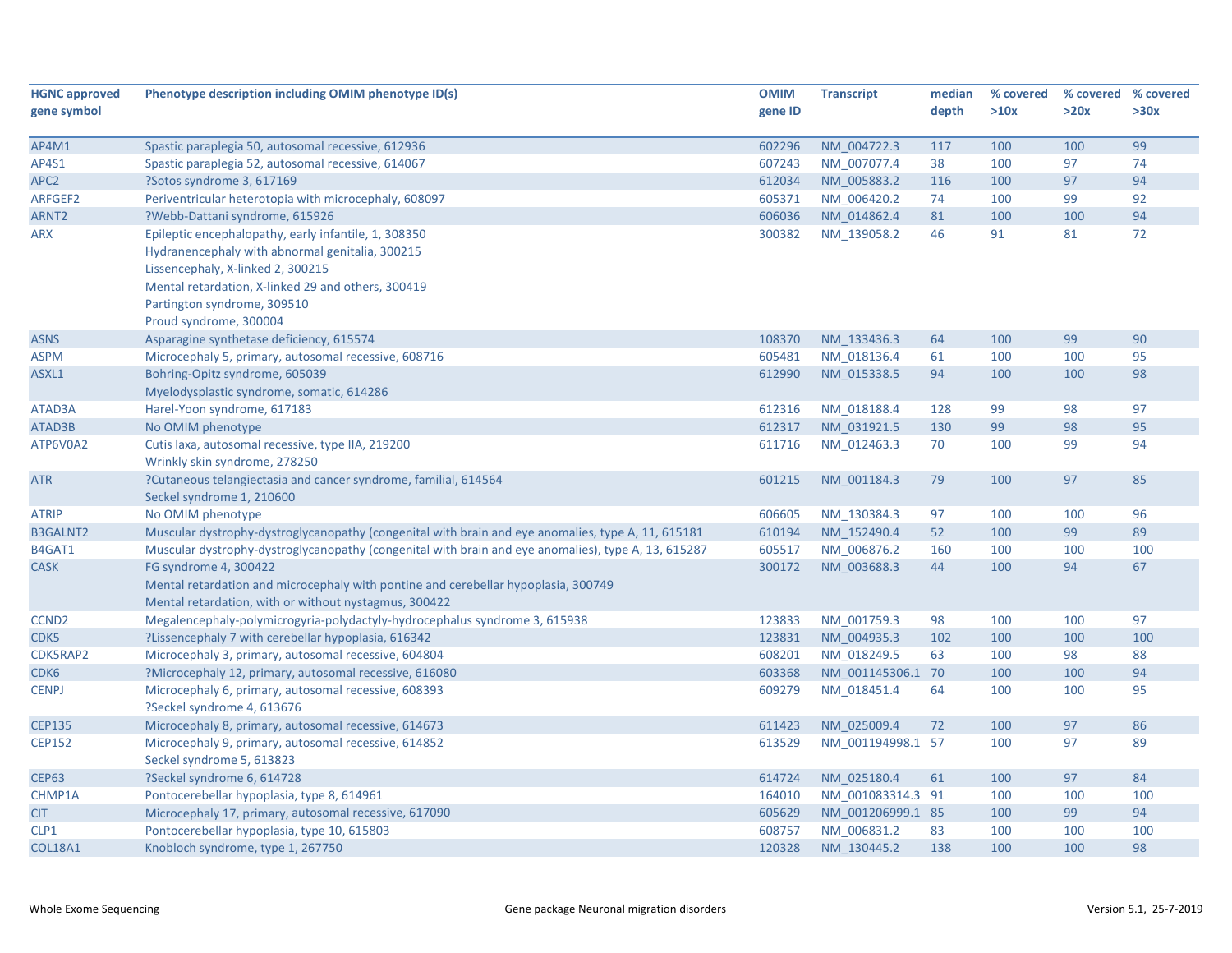| HGNC approved gene symbol | Phenotype description including OMIM phenotype ID(s) | OMIM gene ID | Transcript | median depth | % covered >10x | % covered >20x | % covered >30x |
|---|---|---|---|---|---|---|---|
| AP4M1 | Spastic paraplegia 50, autosomal recessive, 612936 | 602296 | NM_004722.3 | 117 | 100 | 100 | 99 |
| AP4S1 | Spastic paraplegia 52, autosomal recessive, 614067 | 607243 | NM_007077.4 | 38 | 100 | 97 | 74 |
| APC2 | ?Sotos syndrome 3, 617169 | 612034 | NM_005883.2 | 116 | 100 | 97 | 94 |
| ARFGEF2 | Periventricular heterotopia with microcephaly, 608097 | 605371 | NM_006420.2 | 74 | 100 | 99 | 92 |
| ARNT2 | ?Webb-Dattani syndrome, 615926 | 606036 | NM_014862.4 | 81 | 100 | 100 | 94 |
| ARX | Epileptic encephalopathy, early infantile, 1, 308350<br>Hydranencephaly with abnormal genitalia, 300215<br>Lissencephaly, X-linked 2, 300215<br>Mental retardation, X-linked 29 and others, 300419<br>Partington syndrome, 309510<br>Proud syndrome, 300004 | 300382 | NM_139058.2 | 46 | 91 | 81 | 72 |
| ASNS | Asparagine synthetase deficiency, 615574 | 108370 | NM_133436.3 | 64 | 100 | 99 | 90 |
| ASPM | Microcephaly 5, primary, autosomal recessive, 608716 | 605481 | NM_018136.4 | 61 | 100 | 100 | 95 |
| ASXL1 | Bohring-Opitz syndrome, 605039<br>Myelodysplastic syndrome, somatic, 614286 | 612990 | NM_015338.5 | 94 | 100 | 100 | 98 |
| ATAD3A | Harel-Yoon syndrome, 617183 | 612316 | NM_018188.4 | 128 | 99 | 98 | 97 |
| ATAD3B | No OMIM phenotype | 612317 | NM_031921.5 | 130 | 99 | 98 | 95 |
| ATP6V0A2 | Cutis laxa, autosomal recessive, type IIA, 219200<br>Wrinkly skin syndrome, 278250 | 611716 | NM_012463.3 | 70 | 100 | 99 | 94 |
| ATR | ?Cutaneous telangiectasia and cancer syndrome, familial, 614564<br>Seckel syndrome 1, 210600 | 601215 | NM_001184.3 | 79 | 100 | 97 | 85 |
| ATRIP | No OMIM phenotype | 606605 | NM_130384.3 | 97 | 100 | 100 | 96 |
| B3GALNT2 | Muscular dystrophy-dystroglycanopathy (congenital with brain and eye anomalies, type A, 11, 615181 | 610194 | NM_152490.4 | 52 | 100 | 99 | 89 |
| B4GAT1 | Muscular dystrophy-dystroglycanopathy (congenital with brain and eye anomalies), type A, 13, 615287 | 605517 | NM_006876.2 | 160 | 100 | 100 | 100 |
| CASK | FG syndrome 4, 300422<br>Mental retardation and microcephaly with pontine and cerebellar hypoplasia, 300749<br>Mental retardation, with or without nystagmus, 300422 | 300172 | NM_003688.3 | 44 | 100 | 94 | 67 |
| CCND2 | Megalencephaly-polymicrogyria-polydactyly-hydrocephalus syndrome 3, 615938 | 123833 | NM_001759.3 | 98 | 100 | 100 | 97 |
| CDK5 | ?Lissencephaly 7 with cerebellar hypoplasia, 616342 | 123831 | NM_004935.3 | 102 | 100 | 100 | 100 |
| CDK5RAP2 | Microcephaly 3, primary, autosomal recessive, 604804 | 608201 | NM_018249.5 | 63 | 100 | 98 | 88 |
| CDK6 | ?Microcephaly 12, primary, autosomal recessive, 616080 | 603368 | NM_001145306.1 | 70 | 100 | 100 | 94 |
| CENPJ | Microcephaly 6, primary, autosomal recessive, 608393<br>?Seckel syndrome 4, 613676 | 609279 | NM_018451.4 | 64 | 100 | 100 | 95 |
| CEP135 | Microcephaly 8, primary, autosomal recessive, 614673 | 611423 | NM_025009.4 | 72 | 100 | 97 | 86 |
| CEP152 | Microcephaly 9, primary, autosomal recessive, 614852<br>Seckel syndrome 5, 613823 | 613529 | NM_001194998.1 | 57 | 100 | 97 | 89 |
| CEP63 | ?Seckel syndrome 6, 614728 | 614724 | NM_025180.4 | 61 | 100 | 97 | 84 |
| CHMP1A | Pontocerebellar hypoplasia, type 8, 614961 | 164010 | NM_001083314.3 | 91 | 100 | 100 | 100 |
| CIT | Microcephaly 17, primary, autosomal recessive, 617090 | 605629 | NM_001206999.1 | 85 | 100 | 99 | 94 |
| CLP1 | Pontocerebellar hypoplasia, type 10, 615803 | 608757 | NM_006831.2 | 83 | 100 | 100 | 100 |
| COL18A1 | Knobloch syndrome, type 1, 267750 | 120328 | NM_130445.2 | 138 | 100 | 100 | 98 |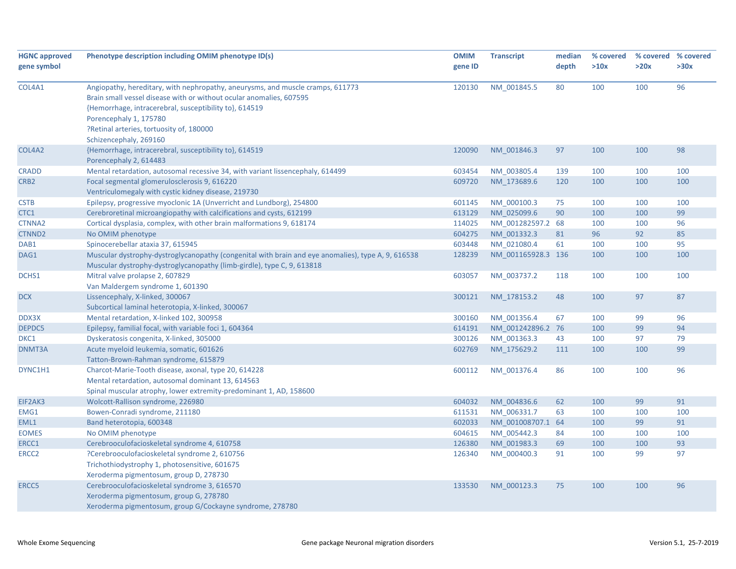| HGNC approved gene symbol | Phenotype description including OMIM phenotype ID(s) | OMIM gene ID | Transcript | median depth | % covered >10x | % covered >20x | % covered >30x |
|---|---|---|---|---|---|---|---|
| COL4A1 | Angiopathy, hereditary, with nephropathy, aneurysms, and muscle cramps, 611773<br>Brain small vessel disease with or without ocular anomalies, 607595<br>{Hemorrhage, intracerebral, susceptibility to}, 614519<br>Porencephaly 1, 175780<br>?Retinal arteries, tortuosity of, 180000<br>Schizencephaly, 269160 | 120130 | NM_001845.5 | 80 | 100 | 100 | 96 |
| COL4A2 | {Hemorrhage, intracerebral, susceptibility to}, 614519<br>Porencephaly 2, 614483 | 120090 | NM_001846.3 | 97 | 100 | 100 | 98 |
| CRADD | Mental retardation, autosomal recessive 34, with variant lissencephaly, 614499 | 603454 | NM_003805.4 | 139 | 100 | 100 | 100 |
| CRB2 | Focal segmental glomerulosclerosis 9, 616220<br>Ventriculomegaly with cystic kidney disease, 219730 | 609720 | NM_173689.6 | 120 | 100 | 100 | 100 |
| CSTB | Epilepsy, progressive myoclonic 1A (Unverricht and Lundborg), 254800 | 601145 | NM_000100.3 | 75 | 100 | 100 | 100 |
| CTC1 | Cerebroretinal microangiopathy with calcifications and cysts, 612199 | 613129 | NM_025099.6 | 90 | 100 | 100 | 99 |
| CTNNA2 | Cortical dysplasia, complex, with other brain malformations 9, 618174 | 114025 | NM_001282597.2 | 68 | 100 | 100 | 96 |
| CTNND2 | No OMIM phenotype | 604275 | NM_001332.3 | 81 | 96 | 92 | 85 |
| DAB1 | Spinocerebellar ataxia 37, 615945 | 603448 | NM_021080.4 | 61 | 100 | 100 | 95 |
| DAG1 | Muscular dystrophy-dystroglycanopathy (congenital with brain and eye anomalies), type A, 9, 616538<br>Muscular dystrophy-dystroglycanopathy (limb-girdle), type C, 9, 613818 | 128239 | NM_001165928.3 | 136 | 100 | 100 | 100 |
| DCHS1 | Mitral valve prolapse 2, 607829<br>Van Maldergem syndrome 1, 601390 | 603057 | NM_003737.2 | 118 | 100 | 100 | 100 |
| DCX | Lissencephaly, X-linked, 300067<br>Subcortical laminal heterotopia, X-linked, 300067 | 300121 | NM_178153.2 | 48 | 100 | 97 | 87 |
| DDX3X | Mental retardation, X-linked 102, 300958 | 300160 | NM_001356.4 | 67 | 100 | 99 | 96 |
| DEPDC5 | Epilepsy, familial focal, with variable foci 1, 604364 | 614191 | NM_001242896.2 | 76 | 100 | 99 | 94 |
| DKC1 | Dyskeratosis congenita, X-linked, 305000 | 300126 | NM_001363.3 | 43 | 100 | 97 | 79 |
| DNMT3A | Acute myeloid leukemia, somatic, 601626<br>Tatton-Brown-Rahman syndrome, 615879 | 602769 | NM_175629.2 | 111 | 100 | 100 | 99 |
| DYNC1H1 | Charcot-Marie-Tooth disease, axonal, type 20, 614228<br>Mental retardation, autosomal dominant 13, 614563<br>Spinal muscular atrophy, lower extremity-predominant 1, AD, 158600 | 600112 | NM_001376.4 | 86 | 100 | 100 | 96 |
| EIF2AK3 | Wolcott-Rallison syndrome, 226980 | 604032 | NM_004836.6 | 62 | 100 | 99 | 91 |
| EMG1 | Bowen-Conradi syndrome, 211180 | 611531 | NM_006331.7 | 63 | 100 | 100 | 100 |
| EML1 | Band heterotopia, 600348 | 602033 | NM_001008707.1 | 64 | 100 | 99 | 91 |
| EOMES | No OMIM phenotype | 604615 | NM_005442.3 | 84 | 100 | 100 | 100 |
| ERCC1 | Cerebrooculofacioskeletal syndrome 4, 610758 | 126380 | NM_001983.3 | 69 | 100 | 100 | 93 |
| ERCC2 | ?Cerebrooculofacioskeletal syndrome 2, 610756<br>Trichothiodystrophy 1, photosensitive, 601675<br>Xeroderma pigmentosum, group D, 278730 | 126340 | NM_000400.3 | 91 | 100 | 99 | 97 |
| ERCC5 | Cerebrooculofacioskeletal syndrome 3, 616570<br>Xeroderma pigmentosum, group G, 278780<br>Xeroderma pigmentosum, group G/Cockayne syndrome, 278780 | 133530 | NM_000123.3 | 75 | 100 | 100 | 96 |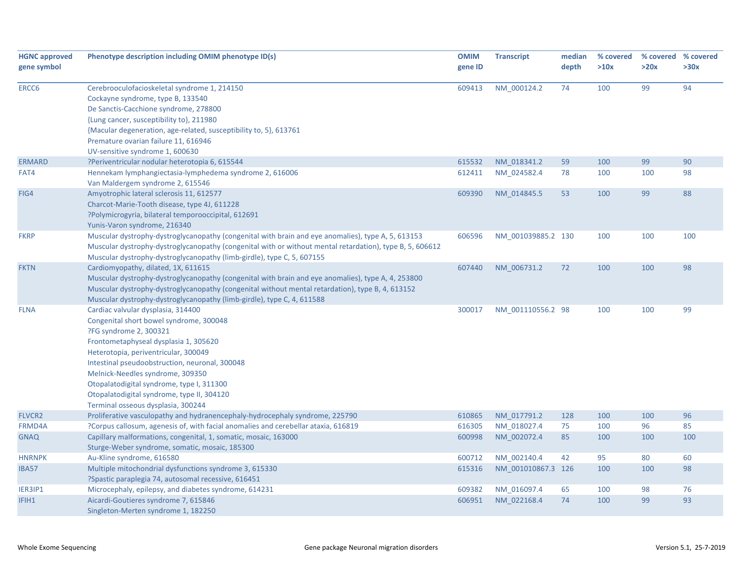| HGNC approved gene symbol | Phenotype description including OMIM phenotype ID(s) | OMIM gene ID | Transcript | median depth | % covered >10x | % covered >20x | % covered >30x |
|---|---|---|---|---|---|---|---|
| ERCC6 | Cerebrooculofacioskeletal syndrome 1, 214150<br>Cockayne syndrome, type B, 133540<br>De Sanctis-Cacchione syndrome, 278800<br>{Lung cancer, susceptibility to}, 211980<br>{Macular degeneration, age-related, susceptibility to, 5}, 613761<br>Premature ovarian failure 11, 616946<br>UV-sensitive syndrome 1, 600630 | 609413 | NM_000124.2 | 74 | 100 | 99 | 94 |
| ERMARD | ?Periventricular nodular heterotopia 6, 615544 | 615532 | NM_018341.2 | 59 | 100 | 99 | 90 |
| FAT4 | Hennekam lymphangiectasia-lymphedema syndrome 2, 616006<br>Van Maldergem syndrome 2, 615546 | 612411 | NM_024582.4 | 78 | 100 | 100 | 98 |
| FIG4 | Amyotrophic lateral sclerosis 11, 612577<br>Charcot-Marie-Tooth disease, type 4J, 611228<br>?Polymicrogyria, bilateral temporooccipital, 612691<br>Yunis-Varon syndrome, 216340 | 609390 | NM_014845.5 | 53 | 100 | 99 | 88 |
| FKRP | Muscular dystrophy-dystroglycanopathy (congenital with brain and eye anomalies), type A, 5, 613153<br>Muscular dystrophy-dystroglycanopathy (congenital with or without mental retardation), type B, 5, 606612<br>Muscular dystrophy-dystroglycanopathy (limb-girdle), type C, 5, 607155 | 606596 | NM_001039885.2 | 130 | 100 | 100 | 100 |
| FKTN | Cardiomyopathy, dilated, 1X, 611615<br>Muscular dystrophy-dystroglycanopathy (congenital with brain and eye anomalies), type A, 4, 253800<br>Muscular dystrophy-dystroglycanopathy (congenital without mental retardation), type B, 4, 613152<br>Muscular dystrophy-dystroglycanopathy (limb-girdle), type C, 4, 611588 | 607440 | NM_006731.2 | 72 | 100 | 100 | 98 |
| FLNA | Cardiac valvular dysplasia, 314400<br>Congenital short bowel syndrome, 300048<br>?FG syndrome 2, 300321<br>Frontometaphyseal dysplasia 1, 305620<br>Heterotopia, periventricular, 300049<br>Intestinal pseudoobstruction, neuronal, 300048<br>Melnick-Needles syndrome, 309350<br>Otopalatodigital syndrome, type I, 311300<br>Otopalatodigital syndrome, type II, 304120<br>Terminal osseous dysplasia, 300244 | 300017 | NM_001110556.2 | 98 | 100 | 100 | 99 |
| FLVCR2 | Proliferative vasculopathy and hydranencephaly-hydrocephaly syndrome, 225790 | 610865 | NM_017791.2 | 128 | 100 | 100 | 96 |
| FRMD4A | ?Corpus callosum, agenesis of, with facial anomalies and cerebellar ataxia, 616819 | 616305 | NM_018027.4 | 75 | 100 | 96 | 85 |
| GNAQ | Capillary malformations, congenital, 1, somatic, mosaic, 163000<br>Sturge-Weber syndrome, somatic, mosaic, 185300 | 600998 | NM_002072.4 | 85 | 100 | 100 | 100 |
| HNRNPK | Au-Kline syndrome, 616580 | 600712 | NM_002140.4 | 42 | 95 | 80 | 60 |
| IBA57 | Multiple mitochondrial dysfunctions syndrome 3, 615330<br>?Spastic paraplegia 74, autosomal recessive, 616451 | 615316 | NM_001010867.3 | 126 | 100 | 100 | 98 |
| IER3IP1 | Microcephaly, epilepsy, and diabetes syndrome, 614231 | 609382 | NM_016097.4 | 65 | 100 | 98 | 76 |
| IFIH1 | Aicardi-Goutieres syndrome 7, 615846<br>Singleton-Merten syndrome 1, 182250 | 606951 | NM_022168.4 | 74 | 100 | 99 | 93 |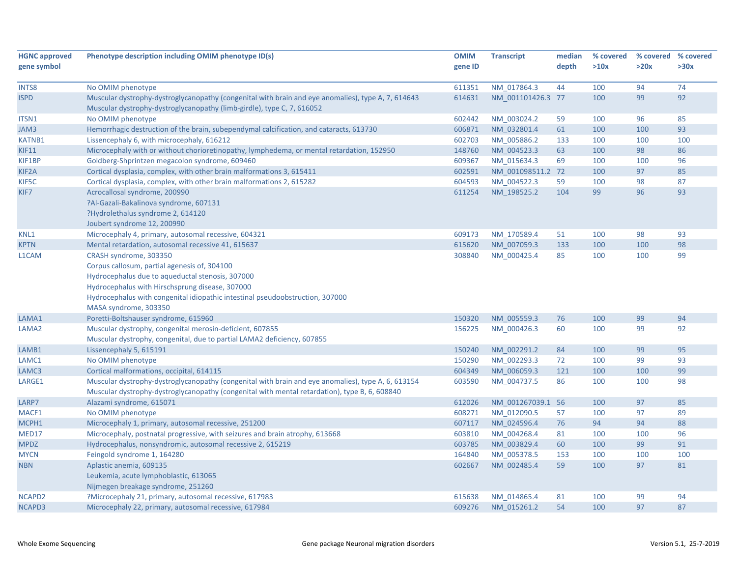| HGNC approved gene symbol | Phenotype description including OMIM phenotype ID(s) | OMIM gene ID | Transcript | median depth | % covered >10x | % covered >20x | % covered >30x |
|---|---|---|---|---|---|---|---|
| INTS8 | No OMIM phenotype | 611351 | NM_017864.3 | 44 | 100 | 94 | 74 |
| ISPD | Muscular dystrophy-dystroglycanopathy (congenital with brain and eye anomalies), type A, 7, 614643<br>Muscular dystrophy-dystroglycanopathy (limb-girdle), type C, 7, 616052 | 614631 | NM_001101426.3 | 77 | 100 | 99 | 92 |
| ITSN1 | No OMIM phenotype | 602442 | NM_003024.2 | 59 | 100 | 96 | 85 |
| JAM3 | Hemorrhagic destruction of the brain, subependymal calcification, and cataracts, 613730 | 606871 | NM_032801.4 | 61 | 100 | 100 | 93 |
| KATNB1 | Lissencephaly 6, with microcephaly, 616212 | 602703 | NM_005886.2 | 133 | 100 | 100 | 100 |
| KIF11 | Microcephaly with or without chorioretinopathy, lymphedema, or mental retardation, 152950 | 148760 | NM_004523.3 | 63 | 100 | 98 | 86 |
| KIF1BP | Goldberg-Shprintzen megacolon syndrome, 609460 | 609367 | NM_015634.3 | 69 | 100 | 100 | 96 |
| KIF2A | Cortical dysplasia, complex, with other brain malformations 3, 615411 | 602591 | NM_001098511.2 | 72 | 100 | 97 | 85 |
| KIF5C | Cortical dysplasia, complex, with other brain malformations 2, 615282 | 604593 | NM_004522.3 | 59 | 100 | 98 | 87 |
| KIF7 | Acrocallosal syndrome, 200990<br>?Al-Gazali-Bakalinova syndrome, 607131<br>?Hydrolethalus syndrome 2, 614120<br>Joubert syndrome 12, 200990 | 611254 | NM_198525.2 | 104 | 99 | 96 | 93 |
| KNL1 | Microcephaly 4, primary, autosomal recessive, 604321 | 609173 | NM_170589.4 | 51 | 100 | 98 | 93 |
| KPTN | Mental retardation, autosomal recessive 41, 615637 | 615620 | NM_007059.3 | 133 | 100 | 100 | 98 |
| L1CAM | CRASH syndrome, 303350<br>Corpus callosum, partial agenesis of, 304100<br>Hydrocephalus due to aqueductal stenosis, 307000<br>Hydrocephalus with Hirschsprung disease, 307000<br>Hydrocephalus with congenital idiopathic intestinal pseudoobstruction, 307000<br>MASA syndrome, 303350 | 308840 | NM_000425.4 | 85 | 100 | 100 | 99 |
| LAMA1 | Poretti-Boltshauser syndrome, 615960 | 150320 | NM_005559.3 | 76 | 100 | 99 | 94 |
| LAMA2 | Muscular dystrophy, congenital merosin-deficient, 607855<br>Muscular dystrophy, congenital, due to partial LAMA2 deficiency, 607855 | 156225 | NM_000426.3 | 60 | 100 | 99 | 92 |
| LAMB1 | Lissencephaly 5, 615191 | 150240 | NM_002291.2 | 84 | 100 | 99 | 95 |
| LAMC1 | No OMIM phenotype | 150290 | NM_002293.3 | 72 | 100 | 99 | 93 |
| LAMC3 | Cortical malformations, occipital, 614115 | 604349 | NM_006059.3 | 121 | 100 | 100 | 99 |
| LARGE1 | Muscular dystrophy-dystroglycanopathy (congenital with brain and eye anomalies), type A, 6, 613154<br>Muscular dystrophy-dystroglycanopathy (congenital with mental retardation), type B, 6, 608840 | 603590 | NM_004737.5 | 86 | 100 | 100 | 98 |
| LARP7 | Alazami syndrome, 615071 | 612026 | NM_001267039.1 | 56 | 100 | 97 | 85 |
| MACF1 | No OMIM phenotype | 608271 | NM_012090.5 | 57 | 100 | 97 | 89 |
| MCPH1 | Microcephaly 1, primary, autosomal recessive, 251200 | 607117 | NM_024596.4 | 76 | 94 | 94 | 88 |
| MED17 | Microcephaly, postnatal progressive, with seizures and brain atrophy, 613668 | 603810 | NM_004268.4 | 81 | 100 | 100 | 96 |
| MPDZ | Hydrocephalus, nonsyndromic, autosomal recessive 2, 615219 | 603785 | NM_003829.4 | 60 | 100 | 99 | 91 |
| MYCN | Feingold syndrome 1, 164280 | 164840 | NM_005378.5 | 153 | 100 | 100 | 100 |
| NBN | Aplastic anemia, 609135<br>Leukemia, acute lymphoblastic, 613065<br>Nijmegen breakage syndrome, 251260 | 602667 | NM_002485.4 | 59 | 100 | 97 | 81 |
| NCAPD2 | ?Microcephaly 21, primary, autosomal recessive, 617983 | 615638 | NM_014865.4 | 81 | 100 | 99 | 94 |
| NCAPD3 | Microcephaly 22, primary, autosomal recessive, 617984 | 609276 | NM_015261.2 | 54 | 100 | 97 | 87 |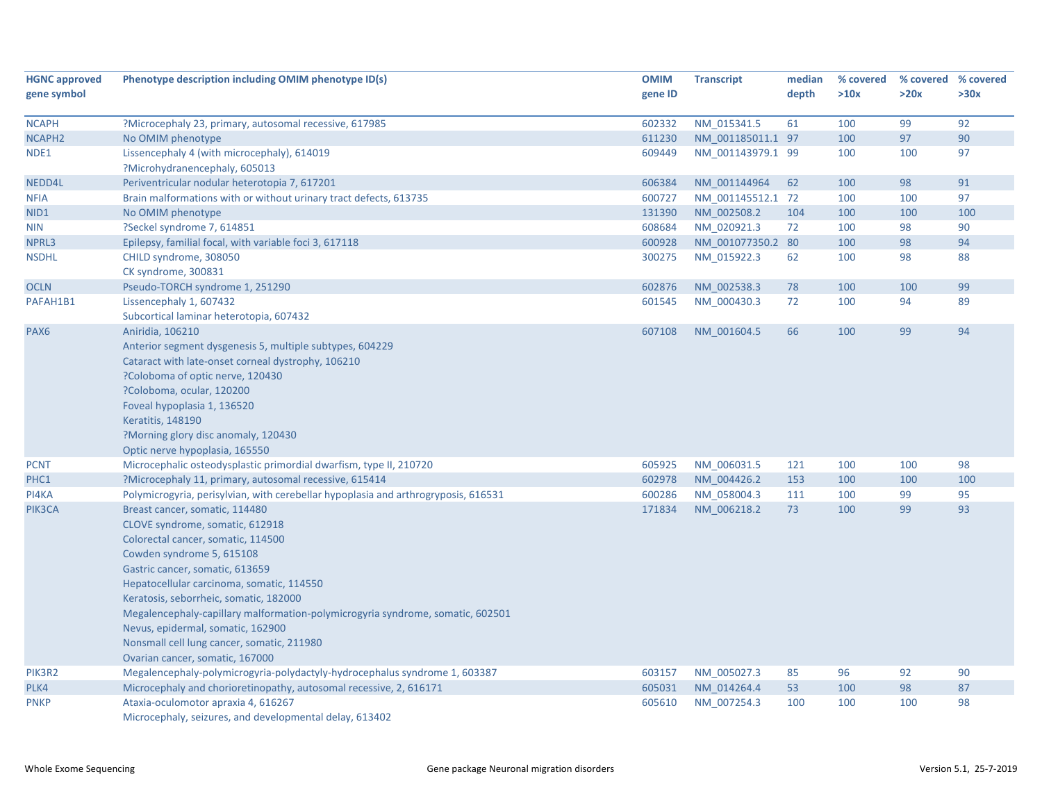| HGNC approved gene symbol | Phenotype description including OMIM phenotype ID(s) | OMIM gene ID | Transcript | median depth | % covered >10x | % covered >20x | % covered >30x |
|---|---|---|---|---|---|---|---|
| NCAPH | ?Microcephaly 23, primary, autosomal recessive, 617985 | 602332 | NM_015341.5 | 61 | 100 | 99 | 92 |
| NCAPH2 | No OMIM phenotype | 611230 | NM_001185011.1 | 97 | 100 | 97 | 90 |
| NDE1 | Lissencephaly 4 (with microcephaly), 614019<br>?Microhydranencephaly, 605013 | 609449 | NM_001143979.1 | 99 | 100 | 100 | 97 |
| NEDD4L | Periventricular nodular heterotopia 7, 617201 | 606384 | NM_001144964 | 62 | 100 | 98 | 91 |
| NFIA | Brain malformations with or without urinary tract defects, 613735 | 600727 | NM_001145512.1 | 72 | 100 | 100 | 97 |
| NID1 | No OMIM phenotype | 131390 | NM_002508.2 | 104 | 100 | 100 | 100 |
| NIN | ?Seckel syndrome 7, 614851 | 608684 | NM_020921.3 | 72 | 100 | 98 | 90 |
| NPRL3 | Epilepsy, familial focal, with variable foci 3, 617118 | 600928 | NM_001077350.2 | 80 | 100 | 98 | 94 |
| NSDHL | CHILD syndrome, 308050<br>CK syndrome, 300831 | 300275 | NM_015922.3 | 62 | 100 | 98 | 88 |
| OCLN | Pseudo-TORCH syndrome 1, 251290 | 602876 | NM_002538.3 | 78 | 100 | 100 | 99 |
| PAFAH1B1 | Lissencephaly 1, 607432<br>Subcortical laminar heterotopia, 607432 | 601545 | NM_000430.3 | 72 | 100 | 94 | 89 |
| PAX6 | Aniridia, 106210<br>Anterior segment dysgenesis 5, multiple subtypes, 604229<br>Cataract with late-onset corneal dystrophy, 106210<br>?Coloboma of optic nerve, 120430<br>?Coloboma, ocular, 120200<br>Foveal hypoplasia 1, 136520<br>Keratitis, 148190<br>?Morning glory disc anomaly, 120430<br>Optic nerve hypoplasia, 165550 | 607108 | NM_001604.5 | 66 | 100 | 99 | 94 |
| PCNT | Microcephalic osteodysplastic primordial dwarfism, type II, 210720 | 605925 | NM_006031.5 | 121 | 100 | 100 | 98 |
| PHC1 | ?Microcephaly 11, primary, autosomal recessive, 615414 | 602978 | NM_004426.2 | 153 | 100 | 100 | 100 |
| PI4KA | Polymicrogyria, perisylvian, with cerebellar hypoplasia and arthrogryposis, 616531 | 600286 | NM_058004.3 | 111 | 100 | 99 | 95 |
| PIK3CA | Breast cancer, somatic, 114480<br>CLOVE syndrome, somatic, 612918<br>Colorectal cancer, somatic, 114500<br>Cowden syndrome 5, 615108<br>Gastric cancer, somatic, 613659<br>Hepatocellular carcinoma, somatic, 114550<br>Keratosis, seborrheic, somatic, 182000<br>Megalencephaly-capillary malformation-polymicrogyria syndrome, somatic, 602501<br>Nevus, epidermal, somatic, 162900<br>Nonsmall cell lung cancer, somatic, 211980<br>Ovarian cancer, somatic, 167000 | 171834 | NM_006218.2 | 73 | 100 | 99 | 93 |
| PIK3R2 | Megalencephaly-polymicrogyria-polydactyly-hydrocephalus syndrome 1, 603387 | 603157 | NM_005027.3 | 85 | 96 | 92 | 90 |
| PLK4 | Microcephaly and chorioretinopathy, autosomal recessive, 2, 616171 | 605031 | NM_014264.4 | 53 | 100 | 98 | 87 |
| PNKP | Ataxia-oculomotor apraxia 4, 616267<br>Microcephaly, seizures, and developmental delay, 613402 | 605610 | NM_007254.3 | 100 | 100 | 100 | 98 |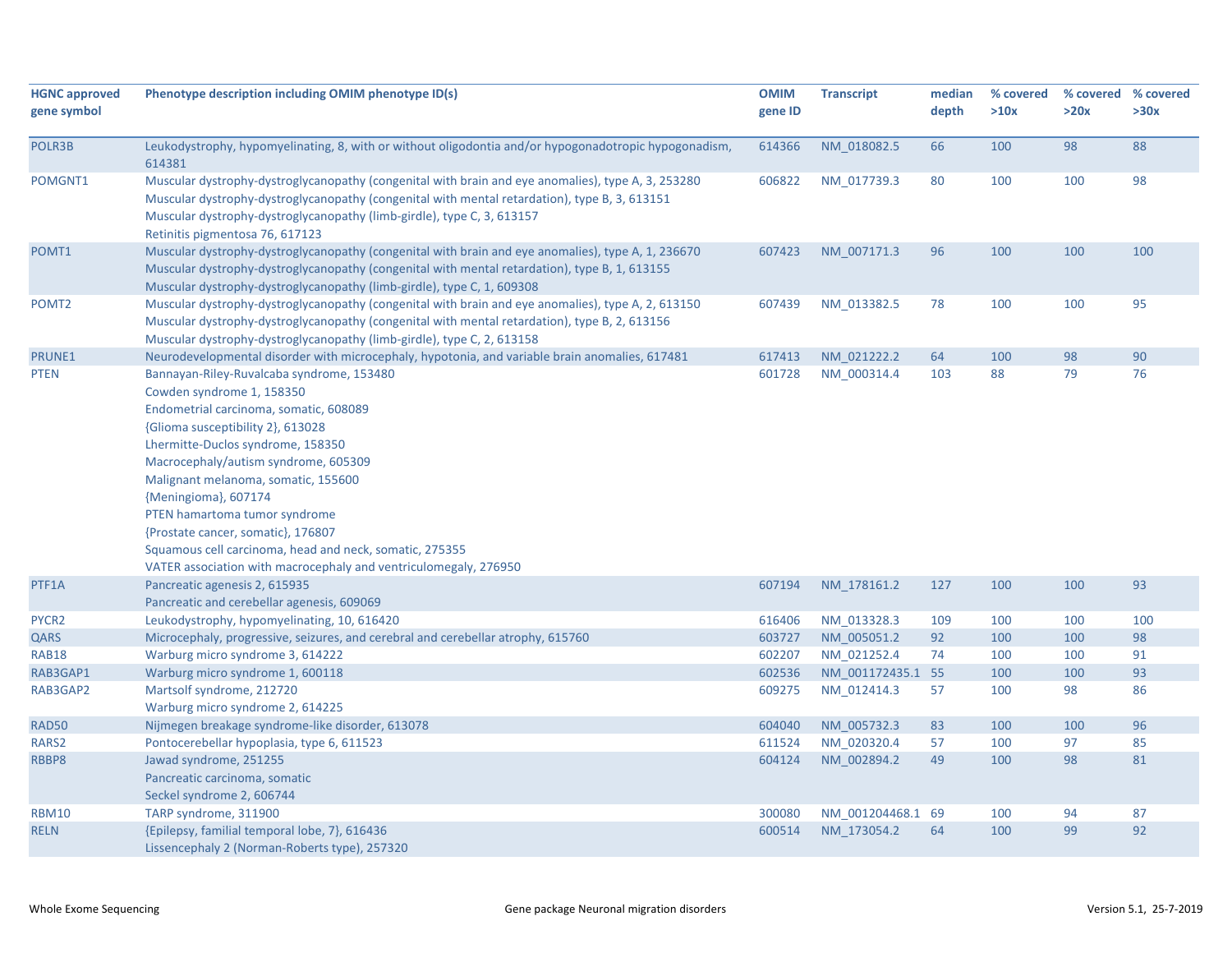| HGNC approved gene symbol | Phenotype description including OMIM phenotype ID(s) | OMIM gene ID | Transcript | median depth | % covered >10x | % covered >20x | % covered >30x |
|---|---|---|---|---|---|---|---|
| POLR3B | Leukodystrophy, hypomyelinating, 8, with or without oligodontia and/or hypogonadotropic hypogonadism, 614381 | 614366 | NM_018082.5 | 66 | 100 | 98 | 88 |
| POMGNT1 | Muscular dystrophy-dystroglycanopathy (congenital with brain and eye anomalies), type A, 3, 253280<br>Muscular dystrophy-dystroglycanopathy (congenital with mental retardation), type B, 3, 613151<br>Muscular dystrophy-dystroglycanopathy (limb-girdle), type C, 3, 613157<br>Retinitis pigmentosa 76, 617123 | 606822 | NM_017739.3 | 80 | 100 | 100 | 98 |
| POMT1 | Muscular dystrophy-dystroglycanopathy (congenital with brain and eye anomalies), type A, 1, 236670<br>Muscular dystrophy-dystroglycanopathy (congenital with mental retardation), type B, 1, 613155<br>Muscular dystrophy-dystroglycanopathy (limb-girdle), type C, 1, 609308 | 607423 | NM_007171.3 | 96 | 100 | 100 | 100 |
| POMT2 | Muscular dystrophy-dystroglycanopathy (congenital with brain and eye anomalies), type A, 2, 613150<br>Muscular dystrophy-dystroglycanopathy (congenital with mental retardation), type B, 2, 613156<br>Muscular dystrophy-dystroglycanopathy (limb-girdle), type C, 2, 613158 | 607439 | NM_013382.5 | 78 | 100 | 100 | 95 |
| PRUNE1 | Neurodevelopmental disorder with microcephaly, hypotonia, and variable brain anomalies, 617481 | 617413 | NM_021222.2 | 64 | 100 | 98 | 90 |
| PTEN | Bannayan-Riley-Ruvalcaba syndrome, 153480<br>Cowden syndrome 1, 158350<br>Endometrial carcinoma, somatic, 608089<br>{Glioma susceptibility 2}, 613028<br>Lhermitte-Duclos syndrome, 158350<br>Macrocephaly/autism syndrome, 605309<br>Malignant melanoma, somatic, 155600<br>{Meningioma}, 607174<br>PTEN hamartoma tumor syndrome<br>{Prostate cancer, somatic}, 176807<br>Squamous cell carcinoma, head and neck, somatic, 275355<br>VATER association with macrocephaly and ventriculomegaly, 276950 | 601728 | NM_000314.4 | 103 | 88 | 79 | 76 |
| PTF1A | Pancreatic agenesis 2, 615935<br>Pancreatic and cerebellar agenesis, 609069 | 607194 | NM_178161.2 | 127 | 100 | 100 | 93 |
| PYCR2 | Leukodystrophy, hypomyelinating, 10, 616420 | 616406 | NM_013328.3 | 109 | 100 | 100 | 100 |
| QARS | Microcephaly, progressive, seizures, and cerebral and cerebellar atrophy, 615760 | 603727 | NM_005051.2 | 92 | 100 | 100 | 98 |
| RAB18 | Warburg micro syndrome 3, 614222 | 602207 | NM_021252.4 | 74 | 100 | 100 | 91 |
| RAB3GAP1 | Warburg micro syndrome 1, 600118 | 602536 | NM_001172435.1 | 55 | 100 | 100 | 93 |
| RAB3GAP2 | Martsolf syndrome, 212720<br>Warburg micro syndrome 2, 614225 | 609275 | NM_012414.3 | 57 | 100 | 98 | 86 |
| RAD50 | Nijmegen breakage syndrome-like disorder, 613078 | 604040 | NM_005732.3 | 83 | 100 | 100 | 96 |
| RARS2 | Pontocerebellar hypoplasia, type 6, 611523 | 611524 | NM_020320.4 | 57 | 100 | 97 | 85 |
| RBBP8 | Jawad syndrome, 251255<br>Pancreatic carcinoma, somatic<br>Seckel syndrome 2, 606744 | 604124 | NM_002894.2 | 49 | 100 | 98 | 81 |
| RBM10 | TARP syndrome, 311900 | 300080 | NM_001204468.1 | 69 | 100 | 94 | 87 |
| RELN | {Epilepsy, familial temporal lobe, 7}, 616436<br>Lissencephaly 2 (Norman-Roberts type), 257320 | 600514 | NM_173054.2 | 64 | 100 | 99 | 92 |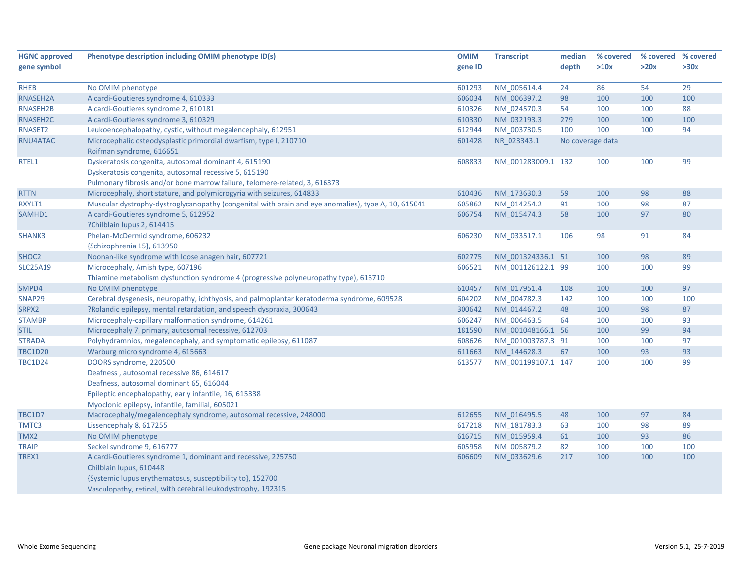| HGNC approved gene symbol | Phenotype description including OMIM phenotype ID(s) | OMIM gene ID | Transcript | median depth | % covered >10x | % covered >20x | % covered >30x |
|---|---|---|---|---|---|---|---|
| RHEB | No OMIM phenotype | 601293 | NM_005614.4 | 24 | 86 | 54 | 29 |
| RNASEH2A | Aicardi-Goutieres syndrome 4, 610333 | 606034 | NM_006397.2 | 98 | 100 | 100 | 100 |
| RNASEH2B | Aicardi-Goutieres syndrome 2, 610181 | 610326 | NM_024570.3 | 54 | 100 | 100 | 88 |
| RNASEH2C | Aicardi-Goutieres syndrome 3, 610329 | 610330 | NM_032193.3 | 279 | 100 | 100 | 100 |
| RNASET2 | Leukoencephalopathy, cystic, without megalencephaly, 612951 | 612944 | NM_003730.5 | 100 | 100 | 100 | 94 |
| RNU4ATAC | Microcephalic osteodysplastic primordial dwarfism, type I, 210710<br>Roifman syndrome, 616651 | 601428 | NR_023343.1 | No coverage data | | | |
| RTEL1 | Dyskeratosis congenita, autosomal dominant 4, 615190<br>Dyskeratosis congenita, autosomal recessive 5, 615190<br>Pulmonary fibrosis and/or bone marrow failure, telomere-related, 3, 616373 | 608833 | NM_001283009.1 | 132 | 100 | 100 | 99 |
| RTTN | Microcephaly, short stature, and polymicrogyria with seizures, 614833 | 610436 | NM_173630.3 | 59 | 100 | 98 | 88 |
| RXYLT1 | Muscular dystrophy-dystroglycanopathy (congenital with brain and eye anomalies), type A, 10, 615041 | 605862 | NM_014254.2 | 91 | 100 | 98 | 87 |
| SAMHD1 | Aicardi-Goutieres syndrome 5, 612952<br>?Chilblain lupus 2, 614415 | 606754 | NM_015474.3 | 58 | 100 | 97 | 80 |
| SHANK3 | Phelan-McDermid syndrome, 606232<br>{Schizophrenia 15}, 613950 | 606230 | NM_033517.1 | 106 | 98 | 91 | 84 |
| SHOC2 | Noonan-like syndrome with loose anagen hair, 607721 | 602775 | NM_001324336.1 | 51 | 100 | 98 | 89 |
| SLC25A19 | Microcephaly, Amish type, 607196<br>Thiamine metabolism dysfunction syndrome 4 (progressive polyneuropathy type), 613710 | 606521 | NM_001126122.1 | 99 | 100 | 100 | 99 |
| SMPD4 | No OMIM phenotype | 610457 | NM_017951.4 | 108 | 100 | 100 | 97 |
| SNAP29 | Cerebral dysgenesis, neuropathy, ichthyosis, and palmoplantar keratoderma syndrome, 609528 | 604202 | NM_004782.3 | 142 | 100 | 100 | 100 |
| SRPX2 | ?Rolandic epilepsy, mental retardation, and speech dyspraxia, 300643 | 300642 | NM_014467.2 | 48 | 100 | 98 | 87 |
| STAMBP | Microcephaly-capillary malformation syndrome, 614261 | 606247 | NM_006463.5 | 64 | 100 | 100 | 93 |
| STIL | Microcephaly 7, primary, autosomal recessive, 612703 | 181590 | NM_001048166.1 | 56 | 100 | 99 | 94 |
| STRADA | Polyhydramnios, megalencephaly, and symptomatic epilepsy, 611087 | 608626 | NM_001003787.3 | 91 | 100 | 100 | 97 |
| TBC1D20 | Warburg micro syndrome 4, 615663 | 611663 | NM_144628.3 | 67 | 100 | 93 | 93 |
| TBC1D24 | DOORS syndrome, 220500<br>Deafness , autosomal recessive 86, 614617<br>Deafness, autosomal dominant 65, 616044<br>Epileptic encephalopathy, early infantile, 16, 615338<br>Myoclonic epilepsy, infantile, familial, 605021 | 613577 | NM_001199107.1 | 147 | 100 | 100 | 99 |
| TBC1D7 | Macrocephaly/megalencephaly syndrome, autosomal recessive, 248000 | 612655 | NM_016495.5 | 48 | 100 | 97 | 84 |
| TMTC3 | Lissencephaly 8, 617255 | 617218 | NM_181783.3 | 63 | 100 | 98 | 89 |
| TMX2 | No OMIM phenotype | 616715 | NM_015959.4 | 61 | 100 | 93 | 86 |
| TRAIP | Seckel syndrome 9, 616777 | 605958 | NM_005879.2 | 82 | 100 | 100 | 100 |
| TREX1 | Aicardi-Goutieres syndrome 1, dominant and recessive, 225750<br>Chilblain lupus, 610448<br>{Systemic lupus erythematosus, susceptibility to}, 152700<br>Vasculopathy, retinal, with cerebral leukodystrophy, 192315 | 606609 | NM_033629.6 | 217 | 100 | 100 | 100 |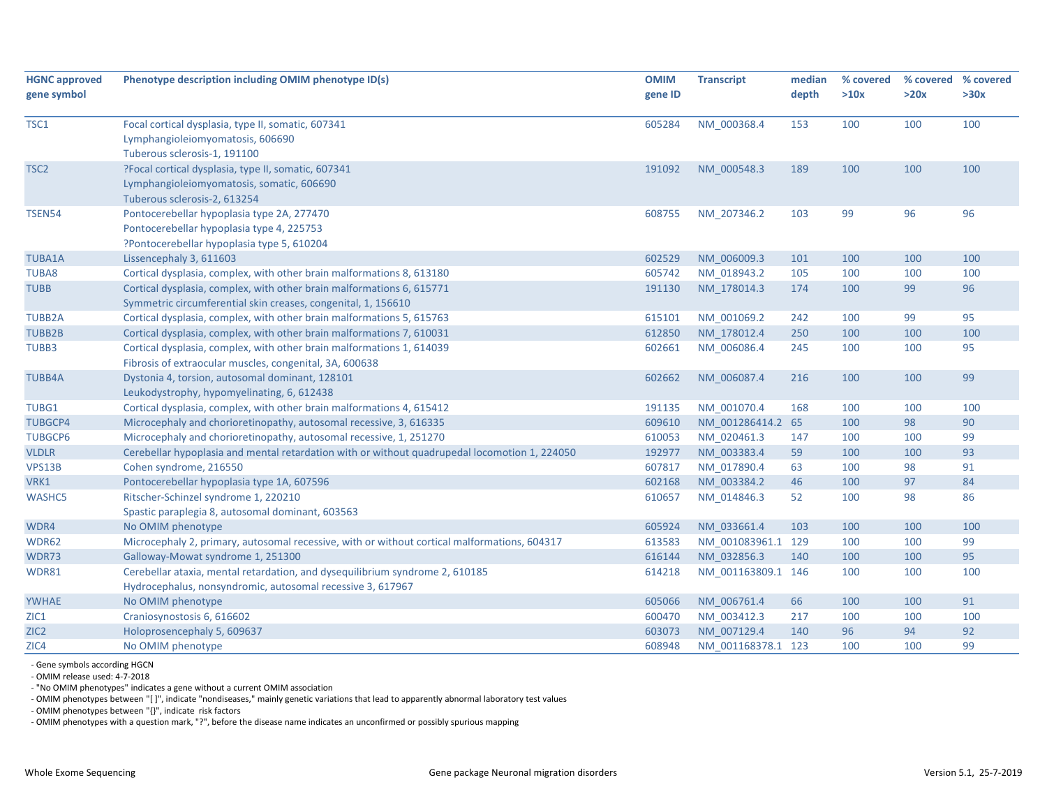| HGNC approved gene symbol | Phenotype description including OMIM phenotype ID(s) | OMIM gene ID | Transcript | median depth | % covered >10x | % covered >20x | % covered >30x |
|---|---|---|---|---|---|---|---|
| TSC1 | Focal cortical dysplasia, type II, somatic, 607341<br>Lymphangioleiomyomatosis, 606690<br>Tuberous sclerosis-1, 191100 | 605284 | NM_000368.4 | 153 | 100 | 100 | 100 |
| TSC2 | ?Focal cortical dysplasia, type II, somatic, 607341<br>Lymphangioleiomyomatosis, somatic, 606690<br>Tuberous sclerosis-2, 613254 | 191092 | NM_000548.3 | 189 | 100 | 100 | 100 |
| TSEN54 | Pontocerebellar hypoplasia type 2A, 277470<br>Pontocerebellar hypoplasia type 4, 225753<br>?Pontocerebellar hypoplasia type 5, 610204 | 608755 | NM_207346.2 | 103 | 99 | 96 | 96 |
| TUBA1A | Lissencephaly 3, 611603 | 602529 | NM_006009.3 | 101 | 100 | 100 | 100 |
| TUBA8 | Cortical dysplasia, complex, with other brain malformations 8, 613180 | 605742 | NM_018943.2 | 105 | 100 | 100 | 100 |
| TUBB | Cortical dysplasia, complex, with other brain malformations 6, 615771<br>Symmetric circumferential skin creases, congenital, 1, 156610 | 191130 | NM_178014.3 | 174 | 100 | 99 | 96 |
| TUBB2A | Cortical dysplasia, complex, with other brain malformations 5, 615763 | 615101 | NM_001069.2 | 242 | 100 | 99 | 95 |
| TUBB2B | Cortical dysplasia, complex, with other brain malformations 7, 610031 | 612850 | NM_178012.4 | 250 | 100 | 100 | 100 |
| TUBB3 | Cortical dysplasia, complex, with other brain malformations 1, 614039<br>Fibrosis of extraocular muscles, congenital, 3A, 600638 | 602661 | NM_006086.4 | 245 | 100 | 100 | 95 |
| TUBB4A | Dystonia 4, torsion, autosomal dominant, 128101<br>Leukodystrophy, hypomyelinating, 6, 612438 | 602662 | NM_006087.4 | 216 | 100 | 100 | 99 |
| TUBG1 | Cortical dysplasia, complex, with other brain malformations 4, 615412 | 191135 | NM_001070.4 | 168 | 100 | 100 | 100 |
| TUBGCP4 | Microcephaly and chorioretinopathy, autosomal recessive, 3, 616335 | 609610 | NM_001286414.2 | 65 | 100 | 98 | 90 |
| TUBGCP6 | Microcephaly and chorioretinopathy, autosomal recessive, 1, 251270 | 610053 | NM_020461.3 | 147 | 100 | 100 | 99 |
| VLDLR | Cerebellar hypoplasia and mental retardation with or without quadrupedal locomotion 1, 224050 | 192977 | NM_003383.4 | 59 | 100 | 100 | 93 |
| VPS13B | Cohen syndrome, 216550 | 607817 | NM_017890.4 | 63 | 100 | 98 | 91 |
| VRK1 | Pontocerebellar hypoplasia type 1A, 607596 | 602168 | NM_003384.2 | 46 | 100 | 97 | 84 |
| WASHC5 | Ritscher-Schinzel syndrome 1, 220210<br>Spastic paraplegia 8, autosomal dominant, 603563 | 610657 | NM_014846.3 | 52 | 100 | 98 | 86 |
| WDR4 | No OMIM phenotype | 605924 | NM_033661.4 | 103 | 100 | 100 | 100 |
| WDR62 | Microcephaly 2, primary, autosomal recessive, with or without cortical malformations, 604317 | 613583 | NM_001083961.1 | 129 | 100 | 100 | 99 |
| WDR73 | Galloway-Mowat syndrome 1, 251300 | 616144 | NM_032856.3 | 140 | 100 | 100 | 95 |
| WDR81 | Cerebellar ataxia, mental retardation, and dysequilibrium syndrome 2, 610185<br>Hydrocephalus, nonsyndromic, autosomal recessive 3, 617967 | 614218 | NM_001163809.1 | 146 | 100 | 100 | 100 |
| YWHAE | No OMIM phenotype | 605066 | NM_006761.4 | 66 | 100 | 100 | 91 |
| ZIC1 | Craniosynostosis 6, 616602 | 600470 | NM_003412.3 | 217 | 100 | 100 | 100 |
| ZIC2 | Holoprosencephaly 5, 609637 | 603073 | NM_007129.4 | 140 | 96 | 94 | 92 |
| ZIC4 | No OMIM phenotype | 608948 | NM_001168378.1 | 123 | 100 | 100 | 99 |

- Gene symbols according HGCN
- OMIM release used: 4-7-2018
- "No OMIM phenotypes" indicates a gene without a current OMIM association
- OMIM phenotypes between "[ ]", indicate "nondiseases," mainly genetic variations that lead to apparently abnormal laboratory test values
- OMIM phenotypes between "{}", indicate risk factors
- OMIM phenotypes with a question mark, "?", before the disease name indicates an unconfirmed or possibly spurious mapping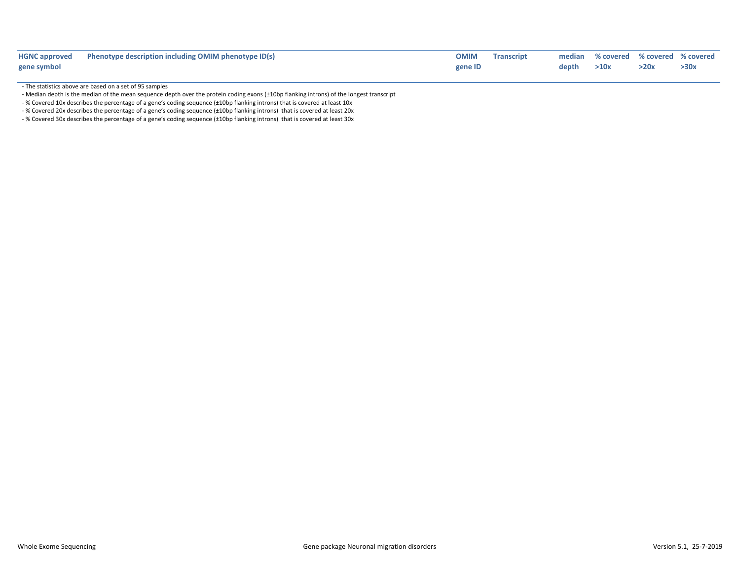| HGNC approved gene symbol | Phenotype description including OMIM phenotype ID(s) | OMIM gene ID | Transcript | median depth | % covered >10x | % covered >20x | % covered >30x |
|---|---|---|---|---|---|---|---|

- The statistics above are based on a set of 95 samples
- Median depth is the median of the mean sequence depth over the protein coding exons (±10bp flanking introns) of the longest transcript
- % Covered 10x describes the percentage of a gene's coding sequence (±10bp flanking introns) that is covered at least 10x
- % Covered 20x describes the percentage of a gene's coding sequence (±10bp flanking introns) that is covered at least 20x
- % Covered 30x describes the percentage of a gene's coding sequence (±10bp flanking introns) that is covered at least 30x